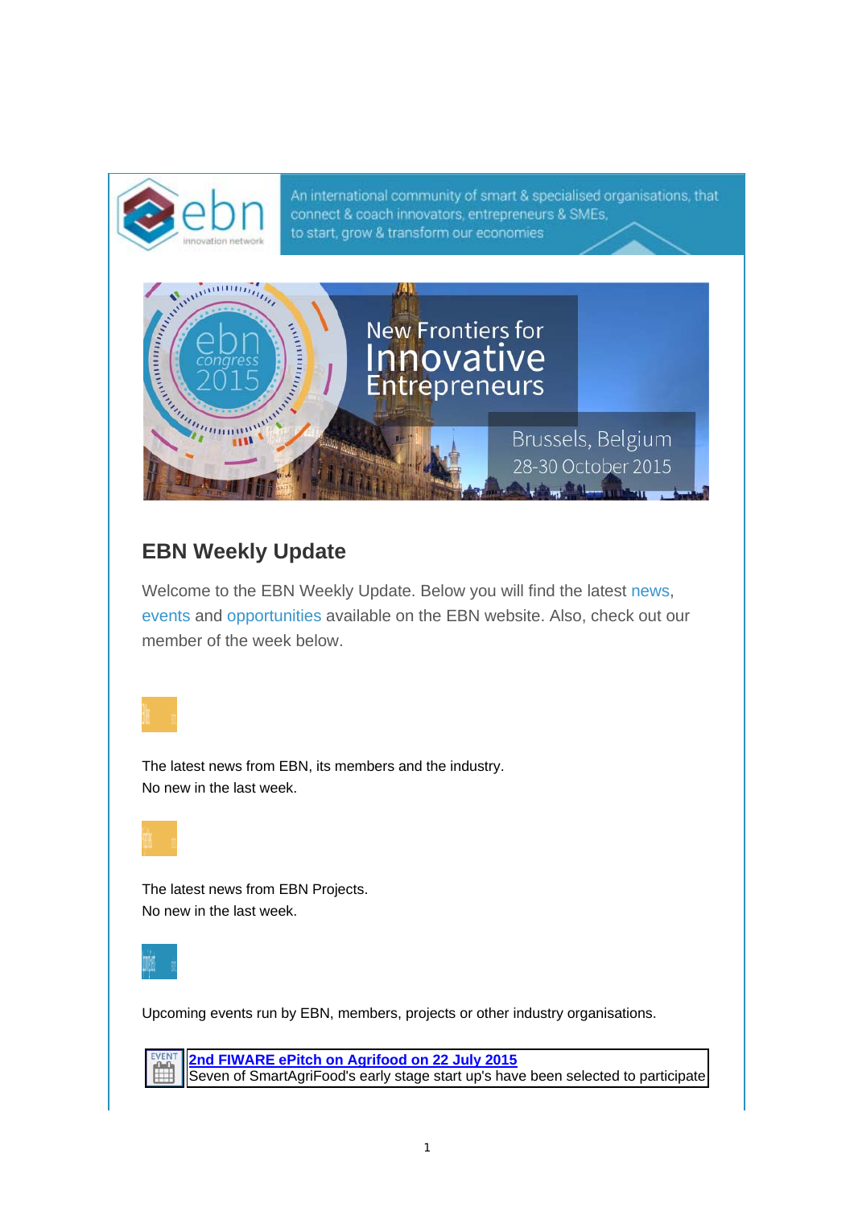An international community of smart & specialised organisations, that connect & coach innovators, entrepreneurs & SMEs, to start, grow & transform our economies

New Frontiers for Innovative Entrepreneurs

Brussels, Belgium 28-30 October 2015

## EBN Weekly Update

Welcome to the EBN Weekly Update. Below you will find the latest news, events and opportunities available on the EBN website. Also, check out our member of the week below.

The latest news from EBN, its members and the industry.
No new in the last week.

The latest news from EBN Projects.
No new in the last week.

Upcoming events run by EBN, members, projects or other industry organisations.

| EVENT | **2nd FIWARE ePitch on Agrifood on 22 July 2015**<br>Seven of SmartAgriFood's early stage start up's have been selected to participate |
|---|---|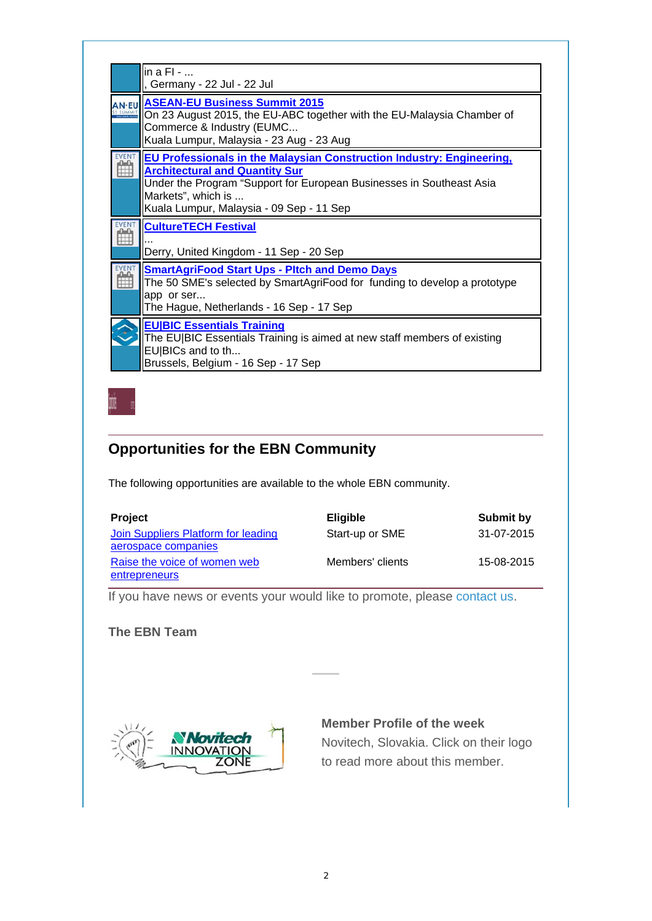in a FI - ...
, Germany - 22 Jul - 22 Jul

**ASEAN-EU Business Summit 2015**
On 23 August 2015, the EU-ABC together with the EU-Malaysia Chamber of Commerce & Industry (EUMC...
Kuala Lumpur, Malaysia - 23 Aug - 23 Aug

**EU Professionals in the Malaysian Construction Industry: Engineering, Architectural and Quantity Sur**
Under the Program “Support for European Businesses in Southeast Asia Markets”, which is ...
Kuala Lumpur, Malaysia - 09 Sep - 11 Sep

**CultureTECH Festival**
...
Derry, United Kingdom - 11 Sep - 20 Sep

**SmartAgriFood Start Ups - PItch and Demo Days**
The 50 SME's selected by SmartAgriFood for funding to develop a prototype app or ser...
The Hague, Netherlands - 16 Sep - 17 Sep

**EU|BIC Essentials Training**
The EU|BIC Essentials Training is aimed at new staff members of existing EU|BICs and to th...
Brussels, Belgium - 16 Sep - 17 Sep

## Opportunities for the EBN Community

The following opportunities are available to the whole EBN community.

| Project | Eligible | Submit by |
|---|---|---|
| Join Suppliers Platform for leading aerospace companies | Start-up or SME | 31-07-2015 |
| Raise the voice of women web entrepreneurs | Members' clients | 15-08-2015 |

If you have news or events your would like to promote, please contact us.

**The EBN Team**

**Member Profile of the week**
Novitech, Slovakia. Click on their logo to read more about this member.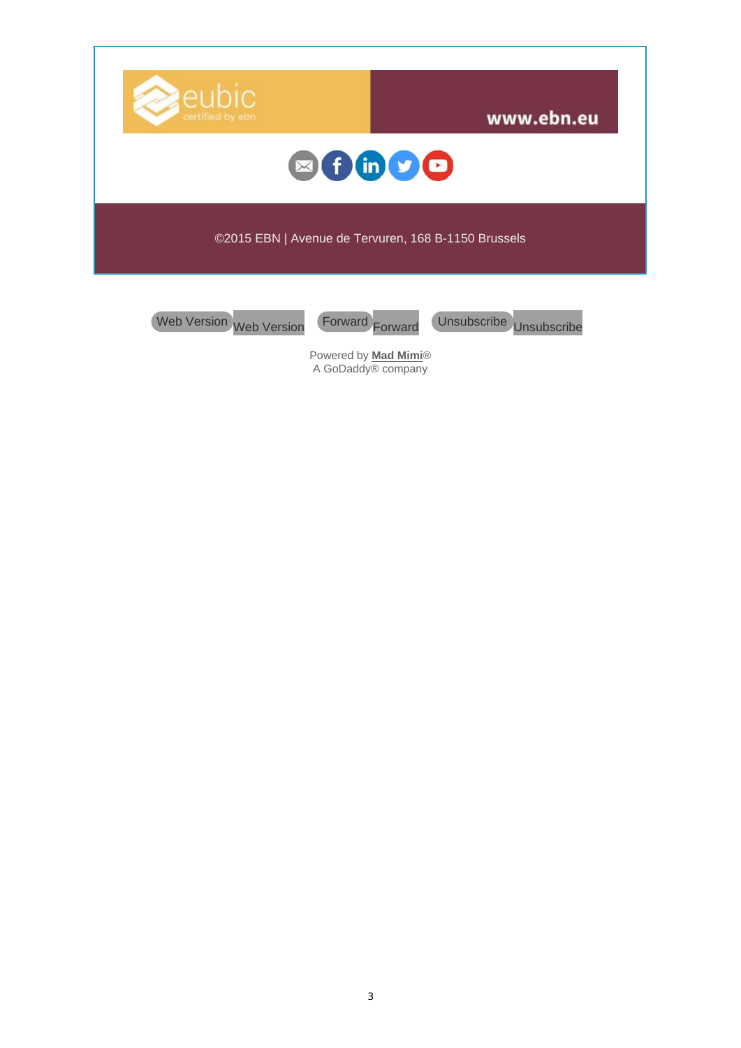eubic
certified by ebn

www.ebn.eu

©2015 EBN | Avenue de Tervuren, 168 B-1150 Brussels

Web Version Web Version Forward Forward Unsubscribe Unsubscribe

Powered by **Mad Mimi**®
A GoDaddy® company